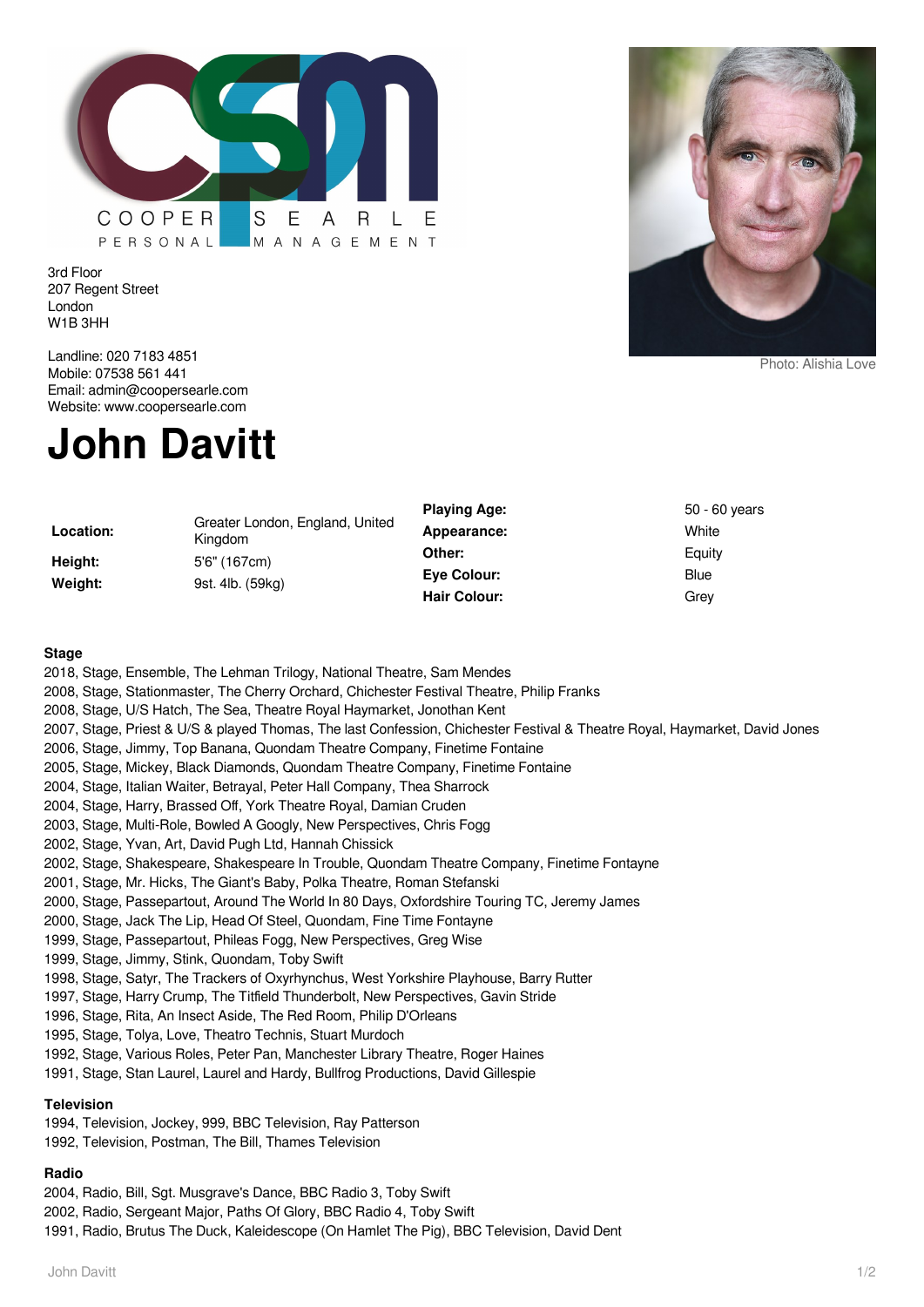COOPER SEARLE PERSONAL MANAGEMENT

3rd Floor
207 Regent Street
London
W1B 3HH

Landline: 020 7183 4851
Mobile: 07538 561 441
Email: admin@coopersearle.com
Website: www.coopersearle.com

Photo: Alishia Love

# John Davitt

| | | | |
|---|---|---|---|
| **Location:** | Greater London, England, United Kingdom | **Playing Age:** | 50 - 60 years |
| **Height:** | 5'6" (167cm) | **Appearance:** | White |
| **Weight:** | 9st. 4lb. (59kg) | **Other:** | Equity |
| | | **Eye Colour:** | Blue |
| | | **Hair Colour:** | Grey |

### Stage

2018, Stage, Ensemble, The Lehman Trilogy, National Theatre, Sam Mendes
2008, Stage, Stationmaster, The Cherry Orchard, Chichester Festival Theatre, Philip Franks
2008, Stage, U/S Hatch, The Sea, Theatre Royal Haymarket, Jonothan Kent
2007, Stage, Priest & U/S & played Thomas, The last Confession, Chichester Festival & Theatre Royal, Haymarket, David Jones
2006, Stage, Jimmy, Top Banana, Quondam Theatre Company, Finetime Fontaine
2005, Stage, Mickey, Black Diamonds, Quondam Theatre Company, Finetime Fontaine
2004, Stage, Italian Waiter, Betrayal, Peter Hall Company, Thea Sharrock
2004, Stage, Harry, Brassed Off, York Theatre Royal, Damian Cruden
2003, Stage, Multi-Role, Bowled A Googly, New Perspectives, Chris Fogg
2002, Stage, Yvan, Art, David Pugh Ltd, Hannah Chissick
2002, Stage, Shakespeare, Shakespeare In Trouble, Quondam Theatre Company, Finetime Fontayne
2001, Stage, Mr. Hicks, The Giant's Baby, Polka Theatre, Roman Stefanski
2000, Stage, Passepartout, Around The World In 80 Days, Oxfordshire Touring TC, Jeremy James
2000, Stage, Jack The Lip, Head Of Steel, Quondam, Fine Time Fontayne
1999, Stage, Passepartout, Phileas Fogg, New Perspectives, Greg Wise
1999, Stage, Jimmy, Stink, Quondam, Toby Swift
1998, Stage, Satyr, The Trackers of Oxyrhynchus, West Yorkshire Playhouse, Barry Rutter
1997, Stage, Harry Crump, The Titfield Thunderbolt, New Perspectives, Gavin Stride
1996, Stage, Rita, An Insect Aside, The Red Room, Philip D'Orleans
1995, Stage, Tolya, Love, Theatro Technis, Stuart Murdoch
1992, Stage, Various Roles, Peter Pan, Manchester Library Theatre, Roger Haines
1991, Stage, Stan Laurel, Laurel and Hardy, Bullfrog Productions, David Gillespie

### Television

1994, Television, Jockey, 999, BBC Television, Ray Patterson
1992, Television, Postman, The Bill, Thames Television

### Radio

2004, Radio, Bill, Sgt. Musgrave's Dance, BBC Radio 3, Toby Swift
2002, Radio, Sergeant Major, Paths Of Glory, BBC Radio 4, Toby Swift
1991, Radio, Brutus The Duck, Kaleidescope (On Hamlet The Pig), BBC Television, David Dent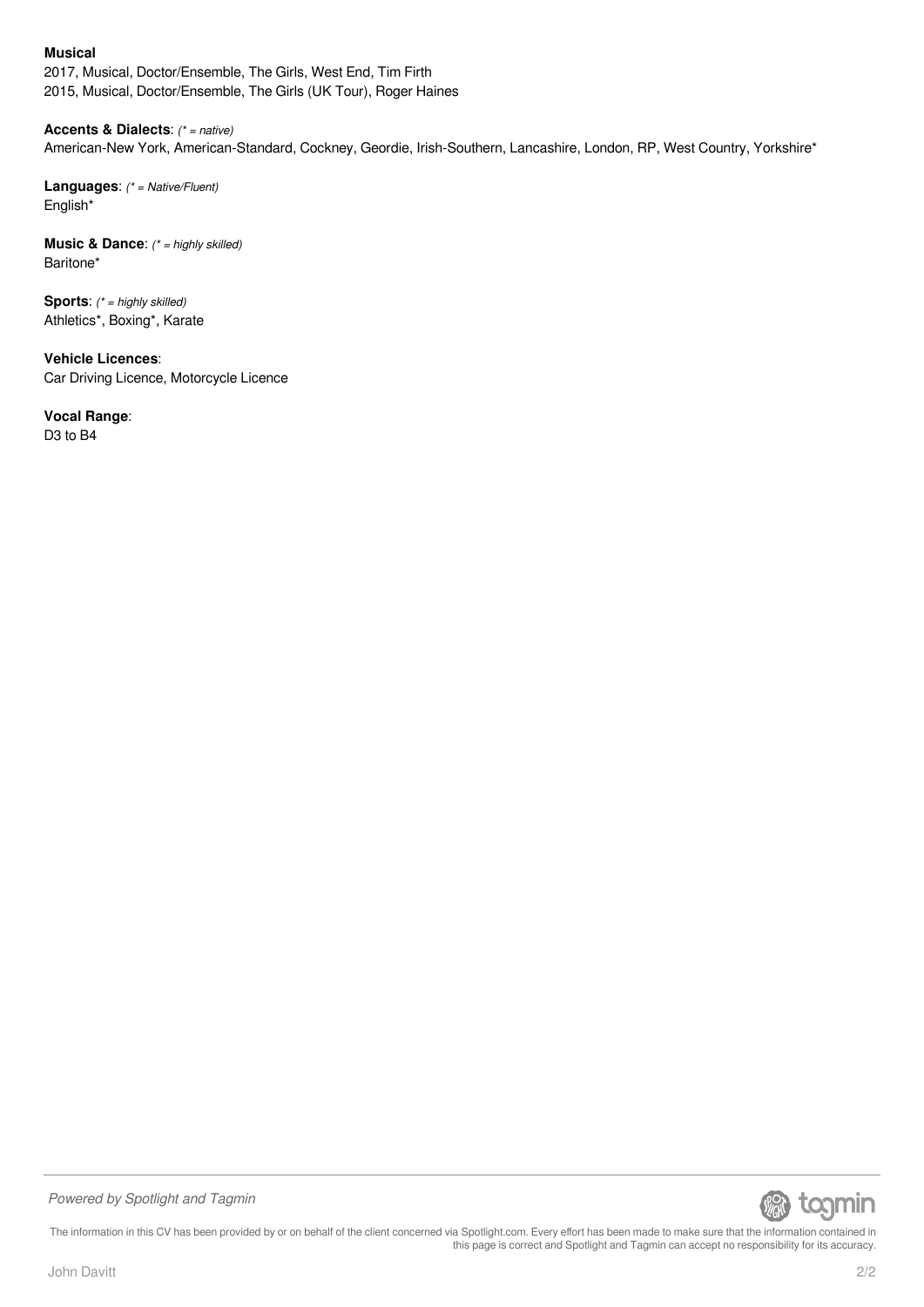**Musical**
2017, Musical, Doctor/Ensemble, The Girls, West End, Tim Firth
2015, Musical, Doctor/Ensemble, The Girls (UK Tour), Roger Haines

**Accents & Dialects**: *(* = native)*
American-New York, American-Standard, Cockney, Geordie, Irish-Southern, Lancashire, London, RP, West Country, Yorkshire*

**Languages**: *(* = Native/Fluent)*
English*

**Music & Dance**: *(* = highly skilled)*
Baritone*

**Sports**: *(* = highly skilled)*
Athletics*, Boxing*, Karate

**Vehicle Licences**:
Car Driving Licence, Motorcycle Licence

**Vocal Range**:
D3 to B4

*Powered by Spotlight and Tagmin*

The information in this CV has been provided by or on behalf of the client concerned via Spotlight.com. Every effort has been made to make sure that the information contained in this page is correct and Spotlight and Tagmin can accept no responsibility for its accuracy.